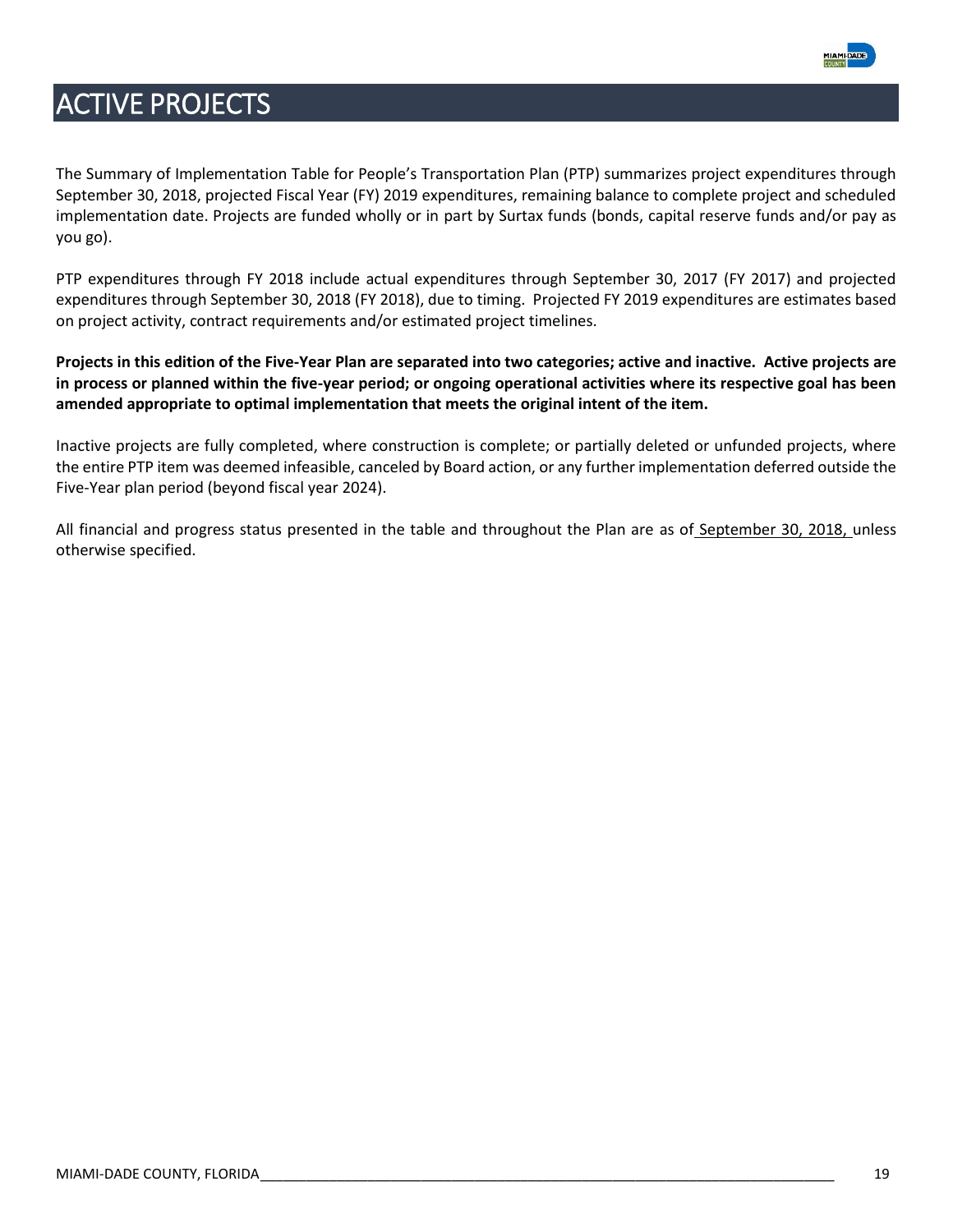# ACTIVE PROJECTS

The Summary of Implementation Table for People's Transportation Plan (PTP) summarizes project expenditures through September 30, 2018, projected Fiscal Year (FY) 2019 expenditures, remaining balance to complete project and scheduled implementation date. Projects are funded wholly or in part by Surtax funds (bonds, capital reserve funds and/or pay as you go).

PTP expenditures through FY 2018 include actual expenditures through September 30, 2017 (FY 2017) and projected expenditures through September 30, 2018 (FY 2018), due to timing. Projected FY 2019 expenditures are estimates based on project activity, contract requirements and/or estimated project timelines.

**Projects in this edition of the Five-Year Plan are separated into two categories; active and inactive. Active projects are in process or planned within the five-year period; or ongoing operational activities where its respective goal has been amended appropriate to optimal implementation that meets the original intent of the item.**

Inactive projects are fully completed, where construction is complete; or partially deleted or unfunded projects, where the entire PTP item was deemed infeasible, canceled by Board action, or any further implementation deferred outside the Five-Year plan period (beyond fiscal year 2024).

All financial and progress status presented in the table and throughout the Plan are as of September 30, 2018, unless otherwise specified.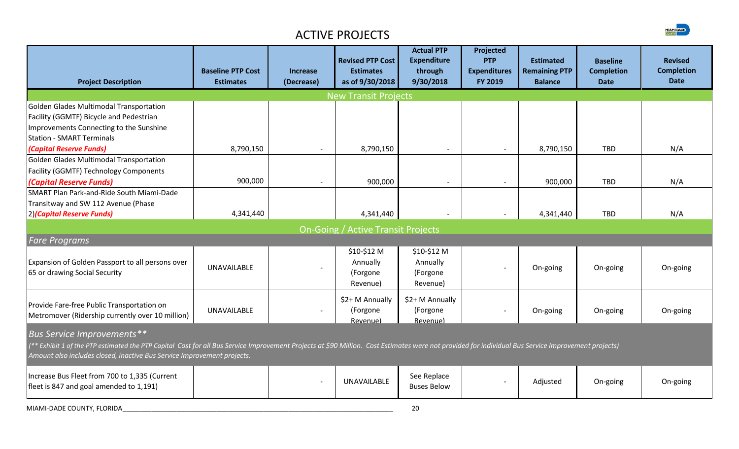# ACTIVE PROJECTS

| Project Description | Baseline PTP Cost Estimates | Increase (Decrease) | Revised PTP Cost Estimates as of 9/30/2018 | Actual PTP Expenditure through 9/30/2018 | Projected PTP Expenditures FY 2019 | Estimated Remaining PTP Balance | Baseline Completion Date | Revised Completion Date |
|---|---|---|---|---|---|---|---|---|
| **New Transit Projects** | | | | | | | | |
| Golden Glades Multimodal Transportation Facility (GGMTF) Bicycle and Pedestrian Improvements Connecting to the Sunshine Station - SMART Terminals ***(Capital Reserve Funds)*** | 8,790,150 | - | 8,790,150 | - | - | 8,790,150 | TBD | N/A |
| Golden Glades Multimodal Transportation Facility (GGMTF) Technology Components ***(Capital Reserve Funds)*** | 900,000 | - | 900,000 | - | - | 900,000 | TBD | N/A |
| SMART Plan Park-and-Ride South Miami-Dade Transitway and SW 112 Avenue (Phase 2)***(Capital Reserve Funds)*** | 4,341,440 | | 4,341,440 | - | - | 4,341,440 | TBD | N/A |
| **On-Going / Active Transit Projects** | | | | | | | | |
| *Fare Programs* | | | | | | | | |
| Expansion of Golden Passport to all persons over 65 or drawing Social Security | UNAVAILABLE | - | \$10-\$12 M Annually (Forgone Revenue) | \$10-\$12 M Annually (Forgone Revenue) | - | On-going | On-going | On-going |
| Provide Fare-free Public Transportation on Metromover (Ridership currently over 10 million) | UNAVAILABLE | - | \$2+ M Annually (Forgone Revenue) | \$2+ M Annually (Forgone Revenue) | - | On-going | On-going | On-going |
| *Bus Service Improvements*** *(** Exhibit 1 of the PTP estimated the PTP Capital Cost for all Bus Service Improvement Projects at \$90 Million. Cost Estimates were not provided for individual Bus Service Improvement projects) Amount also includes closed, inactive Bus Service Improvement projects.* | | | | | | | | |
| Increase Bus Fleet from 700 to 1,335 (Current fleet is 847 and goal amended to 1,191) | | - | UNAVAILABLE | See Replace Buses Below | - | Adjusted | On-going | On-going |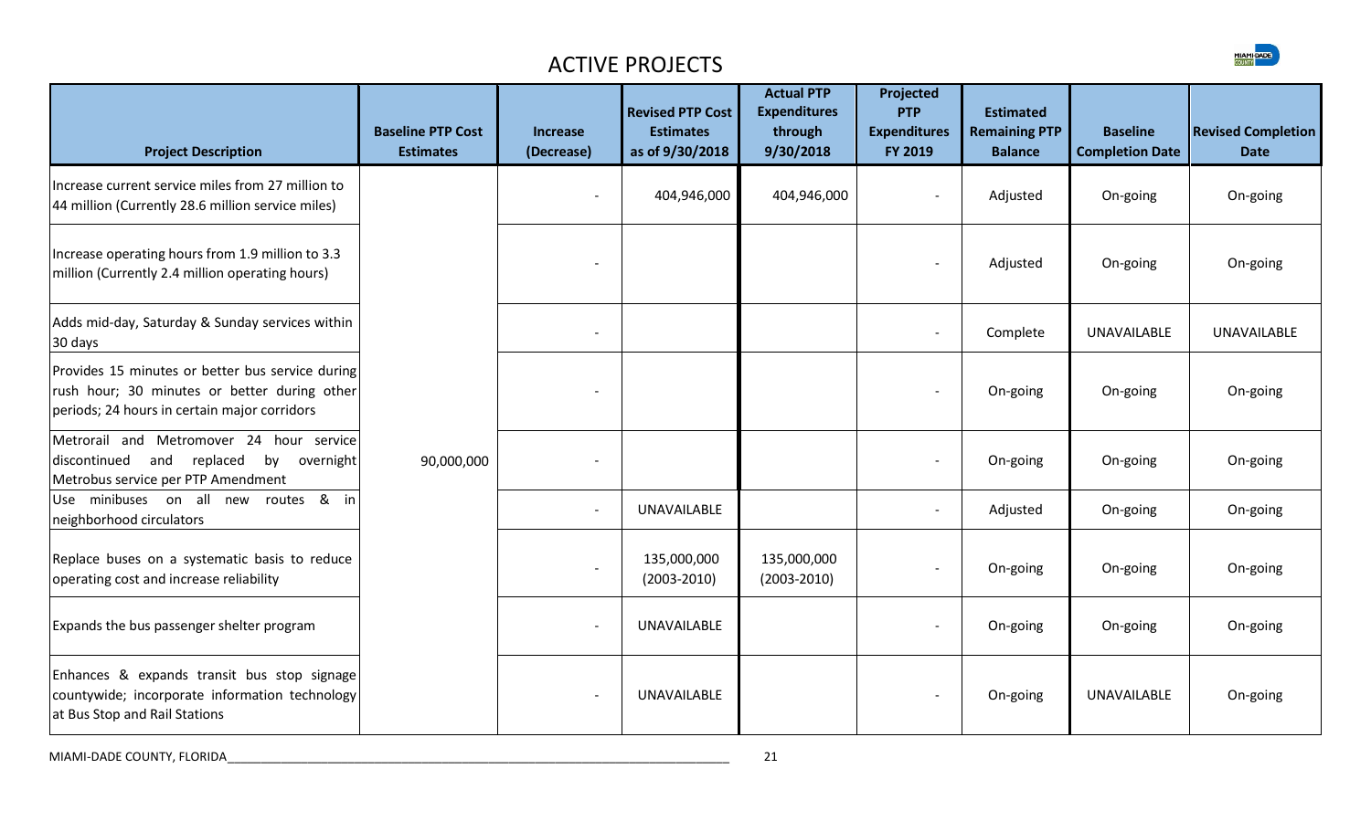# ACTIVE PROJECTS

| Project Description | Baseline PTP Cost Estimates | Increase (Decrease) | Revised PTP Cost Estimates as of 9/30/2018 | Actual PTP Expenditures through 9/30/2018 | Projected PTP Expenditures FY 2019 | Estimated Remaining PTP Balance | Baseline Completion Date | Revised Completion Date |
|---|---|---|---|---|---|---|---|---|
| Increase current service miles from 27 million to 44 million (Currently 28.6 million service miles) | 90,000,000 | - | 404,946,000 | 404,946,000 | - | Adjusted | On-going | On-going |
| Increase operating hours from 1.9 million to 3.3 million (Currently 2.4 million operating hours) | | - | | | - | Adjusted | On-going | On-going |
| Adds mid-day, Saturday & Sunday services within 30 days | | - | | | - | Complete | UNAVAILABLE | UNAVAILABLE |
| Provides 15 minutes or better bus service during rush hour; 30 minutes or better during other periods; 24 hours in certain major corridors | | - | | | - | On-going | On-going | On-going |
| Metrorail and Metromover 24 hour service discontinued and replaced by overnight Metrobus service per PTP Amendment | | - | | | - | On-going | On-going | On-going |
| Use minibuses on all new routes & in neighborhood circulators | | - | UNAVAILABLE | | - | Adjusted | On-going | On-going |
| Replace buses on a systematic basis to reduce operating cost and increase reliability | | - | 135,000,000 (2003-2010) | 135,000,000 (2003-2010) | - | On-going | On-going | On-going |
| Expands the bus passenger shelter program | | - | UNAVAILABLE | | - | On-going | On-going | On-going |
| Enhances & expands transit bus stop signage countywide; incorporate information technology at Bus Stop and Rail Stations | | - | UNAVAILABLE | | - | On-going | UNAVAILABLE | On-going |

MIAMI-DADE COUNTY, FLORIDA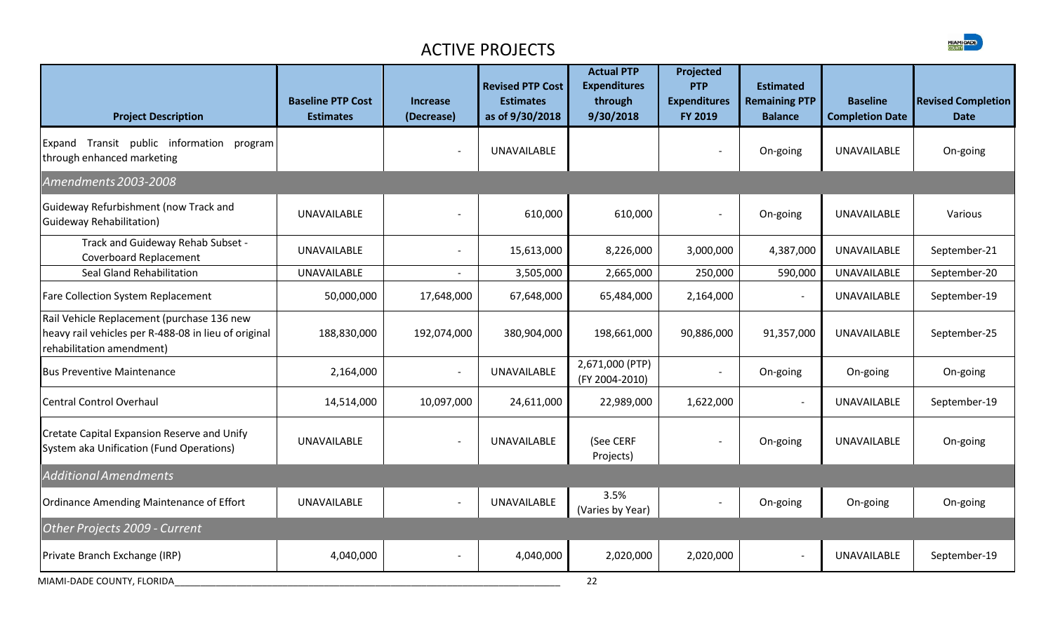## ACTIVE PROJECTS

| Project Description | Baseline PTP Cost Estimates | Increase (Decrease) | Revised PTP Cost Estimates as of 9/30/2018 | Actual PTP Expenditures through 9/30/2018 | Projected PTP Expenditures FY 2019 | Estimated Remaining PTP Balance | Baseline Completion Date | Revised Completion Date |
|---|---|---|---|---|---|---|---|---|
| Expand Transit public information program through enhanced marketing | | - | UNAVAILABLE | | - | On-going | UNAVAILABLE | On-going |
| *Amendments 2003-2008* | | | | | | | | |
| Guideway Refurbishment (now Track and Guideway Rehabilitation) | UNAVAILABLE | - | 610,000 | 610,000 | - | On-going | UNAVAILABLE | Various |
| Track and Guideway Rehab Subset - Coverboard Replacement | UNAVAILABLE | - | 15,613,000 | 8,226,000 | 3,000,000 | 4,387,000 | UNAVAILABLE | September-21 |
| Seal Gland Rehabilitation | UNAVAILABLE | - | 3,505,000 | 2,665,000 | 250,000 | 590,000 | UNAVAILABLE | September-20 |
| Fare Collection System Replacement | 50,000,000 | 17,648,000 | 67,648,000 | 65,484,000 | 2,164,000 | - | UNAVAILABLE | September-19 |
| Rail Vehicle Replacement (purchase 136 new heavy rail vehicles per R-488-08 in lieu of original rehabilitation amendment) | 188,830,000 | 192,074,000 | 380,904,000 | 198,661,000 | 90,886,000 | 91,357,000 | UNAVAILABLE | September-25 |
| Bus Preventive Maintenance | 2,164,000 | - | UNAVAILABLE | 2,671,000 (PTP) (FY 2004-2010) | - | On-going | On-going | On-going |
| Central Control Overhaul | 14,514,000 | 10,097,000 | 24,611,000 | 22,989,000 | 1,622,000 | - | UNAVAILABLE | September-19 |
| Cretate Capital Expansion Reserve and Unify System aka Unification (Fund Operations) | UNAVAILABLE | - | UNAVAILABLE | (See CERF Projects) | - | On-going | UNAVAILABLE | On-going |
| *Additional Amendments* | | | | | | | | |
| Ordinance Amending Maintenance of Effort | UNAVAILABLE | - | UNAVAILABLE | 3.5% (Varies by Year) | - | On-going | On-going | On-going |
| *Other Projects 2009 - Current* | | | | | | | | |
| Private Branch Exchange (IRP) | 4,040,000 | - | 4,040,000 | 2,020,000 | 2,020,000 | - | UNAVAILABLE | September-19 |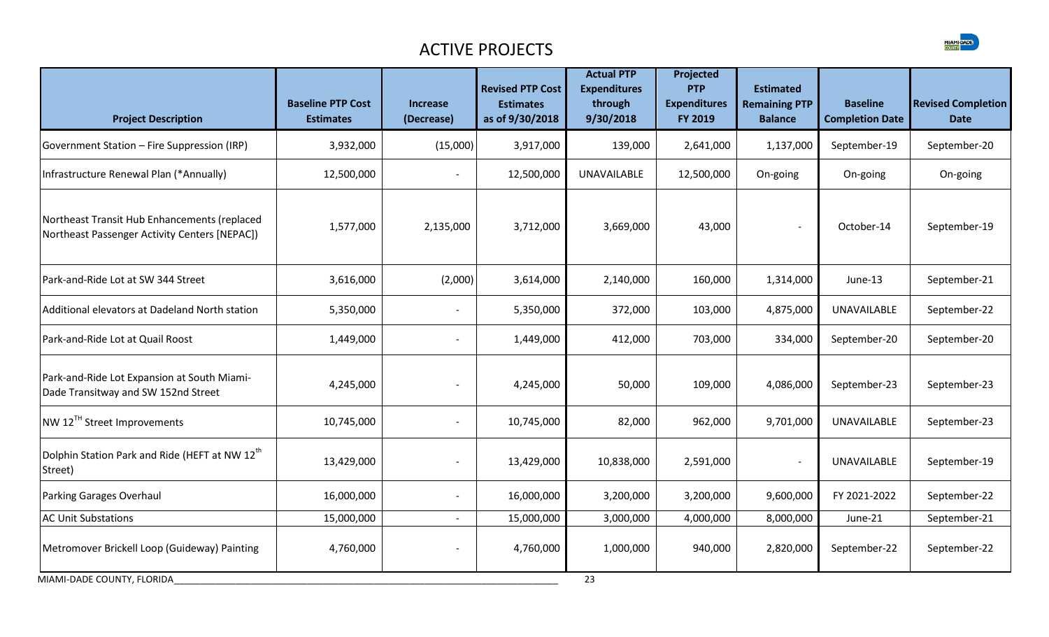# ACTIVE PROJECTS

| Project Description | Baseline PTP Cost Estimates | Increase (Decrease) | Revised PTP Cost Estimates as of 9/30/2018 | Actual PTP Expenditures through 9/30/2018 | Projected PTP Expenditures FY 2019 | Estimated Remaining PTP Balance | Baseline Completion Date | Revised Completion Date |
|---|---|---|---|---|---|---|---|---|
| Government Station – Fire Suppression (IRP) | 3,932,000 | (15,000) | 3,917,000 | 139,000 | 2,641,000 | 1,137,000 | September-19 | September-20 |
| Infrastructure Renewal Plan (*Annually) | 12,500,000 | - | 12,500,000 | UNAVAILABLE | 12,500,000 | On-going | On-going | On-going |
| Northeast Transit Hub Enhancements (replaced Northeast Passenger Activity Centers [NEPAC]) | 1,577,000 | 2,135,000 | 3,712,000 | 3,669,000 | 43,000 | - | October-14 | September-19 |
| Park-and-Ride Lot at SW 344 Street | 3,616,000 | (2,000) | 3,614,000 | 2,140,000 | 160,000 | 1,314,000 | June-13 | September-21 |
| Additional elevators at Dadeland North station | 5,350,000 | - | 5,350,000 | 372,000 | 103,000 | 4,875,000 | UNAVAILABLE | September-22 |
| Park-and-Ride Lot at Quail Roost | 1,449,000 | - | 1,449,000 | 412,000 | 703,000 | 334,000 | September-20 | September-20 |
| Park-and-Ride Lot Expansion at South Miami-Dade Transitway and SW 152nd Street | 4,245,000 | - | 4,245,000 | 50,000 | 109,000 | 4,086,000 | September-23 | September-23 |
| NW 12TH Street Improvements | 10,745,000 | - | 10,745,000 | 82,000 | 962,000 | 9,701,000 | UNAVAILABLE | September-23 |
| Dolphin Station Park and Ride (HEFT at NW 12th Street) | 13,429,000 | - | 13,429,000 | 10,838,000 | 2,591,000 | - | UNAVAILABLE | September-19 |
| Parking Garages Overhaul | 16,000,000 | - | 16,000,000 | 3,200,000 | 3,200,000 | 9,600,000 | FY 2021-2022 | September-22 |
| AC Unit Substations | 15,000,000 | - | 15,000,000 | 3,000,000 | 4,000,000 | 8,000,000 | June-21 | September-21 |
| Metromover Brickell Loop (Guideway) Painting | 4,760,000 | - | 4,760,000 | 1,000,000 | 940,000 | 2,820,000 | September-22 | September-22 |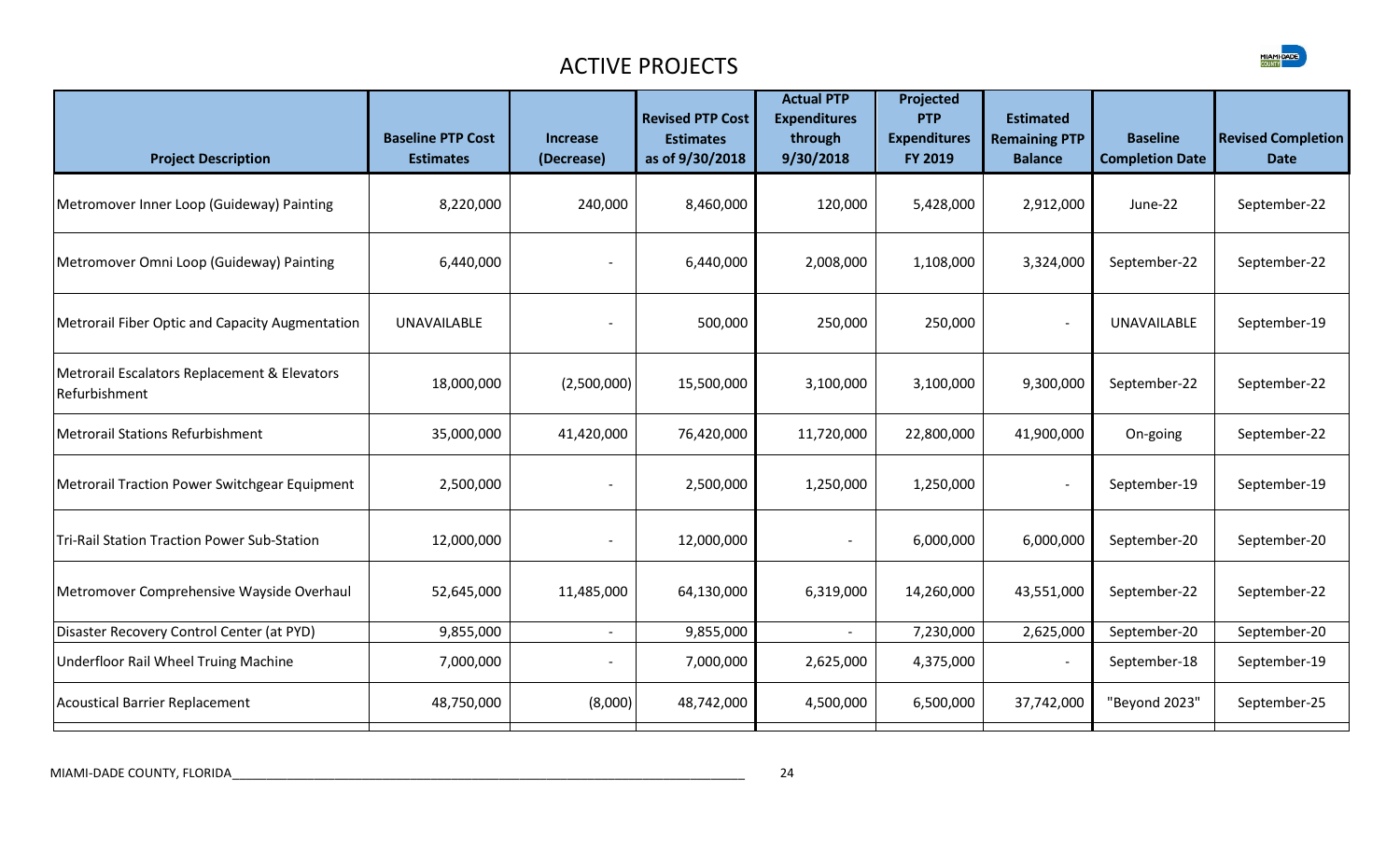# ACTIVE PROJECTS

| Project Description | Baseline PTP Cost Estimates | Increase (Decrease) | Revised PTP Cost Estimates as of 9/30/2018 | Actual PTP Expenditures through 9/30/2018 | Projected PTP Expenditures FY 2019 | Estimated Remaining PTP Balance | Baseline Completion Date | Revised Completion Date |
|---|---|---|---|---|---|---|---|---|
| Metromover Inner Loop (Guideway) Painting | 8,220,000 | 240,000 | 8,460,000 | 120,000 | 5,428,000 | 2,912,000 | June-22 | September-22 |
| Metromover Omni Loop (Guideway) Painting | 6,440,000 | - | 6,440,000 | 2,008,000 | 1,108,000 | 3,324,000 | September-22 | September-22 |
| Metrorail Fiber Optic and Capacity Augmentation | UNAVAILABLE | - | 500,000 | 250,000 | 250,000 | - | UNAVAILABLE | September-19 |
| Metrorail Escalators Replacement & Elevators Refurbishment | 18,000,000 | (2,500,000) | 15,500,000 | 3,100,000 | 3,100,000 | 9,300,000 | September-22 | September-22 |
| Metrorail Stations Refurbishment | 35,000,000 | 41,420,000 | 76,420,000 | 11,720,000 | 22,800,000 | 41,900,000 | On-going | September-22 |
| Metrorail Traction Power Switchgear Equipment | 2,500,000 | - | 2,500,000 | 1,250,000 | 1,250,000 | - | September-19 | September-19 |
| Tri-Rail Station Traction Power Sub-Station | 12,000,000 | - | 12,000,000 | - | 6,000,000 | 6,000,000 | September-20 | September-20 |
| Metromover Comprehensive Wayside Overhaul | 52,645,000 | 11,485,000 | 64,130,000 | 6,319,000 | 14,260,000 | 43,551,000 | September-22 | September-22 |
| Disaster Recovery Control Center (at PYD) | 9,855,000 | - | 9,855,000 | - | 7,230,000 | 2,625,000 | September-20 | September-20 |
| Underfloor Rail Wheel Truing Machine | 7,000,000 | - | 7,000,000 | 2,625,000 | 4,375,000 | - | September-18 | September-19 |
| Acoustical Barrier Replacement | 48,750,000 | (8,000) | 48,742,000 | 4,500,000 | 6,500,000 | 37,742,000 | "Beyond 2023" | September-25 |

MIAMI-DADE COUNTY, FLORIDA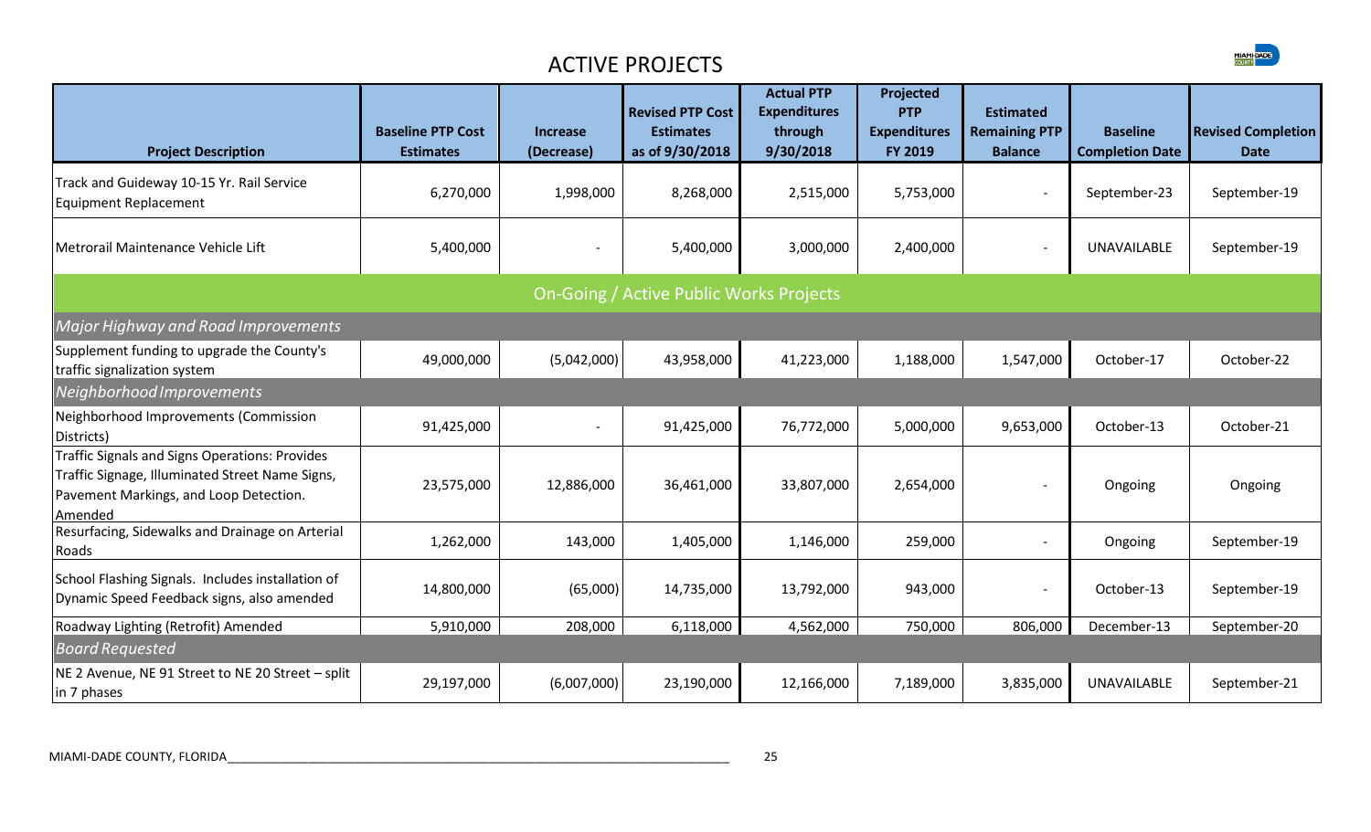# ACTIVE PROJECTS

| Project Description | Baseline PTP Cost Estimates | Increase (Decrease) | Revised PTP Cost Estimates as of 9/30/2018 | Actual PTP Expenditures through 9/30/2018 | Projected PTP Expenditures FY 2019 | Estimated Remaining PTP Balance | Baseline Completion Date | Revised Completion Date |
|---|---|---|---|---|---|---|---|---|
| Track and Guideway 10-15 Yr. Rail Service Equipment Replacement | 6,270,000 | 1,998,000 | 8,268,000 | 2,515,000 | 5,753,000 | - | September-23 | September-19 |
| Metrorail Maintenance Vehicle Lift | 5,400,000 | - | 5,400,000 | 3,000,000 | 2,400,000 | - | UNAVAILABLE | September-19 |
| **On-Going / Active Public Works Projects** | | | | | | | | |
| *Major Highway and Road Improvements* | | | | | | | | |
| Supplement funding to upgrade the County's traffic signalization system | 49,000,000 | (5,042,000) | 43,958,000 | 41,223,000 | 1,188,000 | 1,547,000 | October-17 | October-22 |
| *Neighborhood Improvements* | | | | | | | | |
| Neighborhood Improvements (Commission Districts) | 91,425,000 | - | 91,425,000 | 76,772,000 | 5,000,000 | 9,653,000 | October-13 | October-21 |
| Traffic Signals and Signs Operations: Provides Traffic Signage, Illuminated Street Name Signs, Pavement Markings, and Loop Detection. Amended | 23,575,000 | 12,886,000 | 36,461,000 | 33,807,000 | 2,654,000 | - | Ongoing | Ongoing |
| Resurfacing, Sidewalks and Drainage on Arterial Roads | 1,262,000 | 143,000 | 1,405,000 | 1,146,000 | 259,000 | - | Ongoing | September-19 |
| School Flashing Signals. Includes installation of Dynamic Speed Feedback signs, also amended | 14,800,000 | (65,000) | 14,735,000 | 13,792,000 | 943,000 | - | October-13 | September-19 |
| Roadway Lighting (Retrofit) Amended | 5,910,000 | 208,000 | 6,118,000 | 4,562,000 | 750,000 | 806,000 | December-13 | September-20 |
| *Board Requested* | | | | | | | | |
| NE 2 Avenue, NE 91 Street to NE 20 Street – split in 7 phases | 29,197,000 | (6,007,000) | 23,190,000 | 12,166,000 | 7,189,000 | 3,835,000 | UNAVAILABLE | September-21 |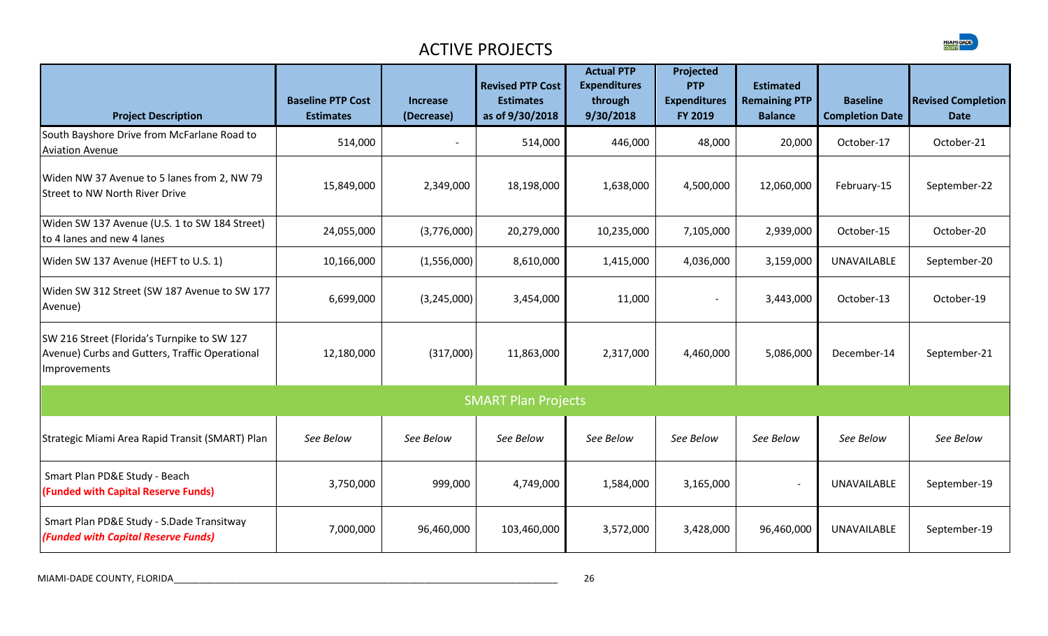# ACTIVE PROJECTS

| Project Description | Baseline PTP Cost Estimates | Increase (Decrease) | Revised PTP Cost Estimates as of 9/30/2018 | Actual PTP Expenditures through 9/30/2018 | Projected PTP Expenditures FY 2019 | Estimated Remaining PTP Balance | Baseline Completion Date | Revised Completion Date |
|---|---|---|---|---|---|---|---|---|
| South Bayshore Drive from McFarlane Road to Aviation Avenue | 514,000 | - | 514,000 | 446,000 | 48,000 | 20,000 | October-17 | October-21 |
| Widen NW 37 Avenue to 5 lanes from 2, NW 79 Street to NW North River Drive | 15,849,000 | 2,349,000 | 18,198,000 | 1,638,000 | 4,500,000 | 12,060,000 | February-15 | September-22 |
| Widen SW 137 Avenue (U.S. 1 to SW 184 Street) to 4 lanes and new 4 lanes | 24,055,000 | (3,776,000) | 20,279,000 | 10,235,000 | 7,105,000 | 2,939,000 | October-15 | October-20 |
| Widen SW 137 Avenue (HEFT to U.S. 1) | 10,166,000 | (1,556,000) | 8,610,000 | 1,415,000 | 4,036,000 | 3,159,000 | UNAVAILABLE | September-20 |
| Widen SW 312 Street (SW 187 Avenue to SW 177 Avenue) | 6,699,000 | (3,245,000) | 3,454,000 | 11,000 | - | 3,443,000 | October-13 | October-19 |
| SW 216 Street (Florida's Turnpike to SW 127 Avenue) Curbs and Gutters, Traffic Operational Improvements | 12,180,000 | (317,000) | 11,863,000 | 2,317,000 | 4,460,000 | 5,086,000 | December-14 | September-21 |
| **SMART Plan Projects** | | | | | | | | |
| Strategic Miami Area Rapid Transit (SMART) Plan | *See Below* | *See Below* | *See Below* | *See Below* | *See Below* | *See Below* | *See Below* | *See Below* |
| Smart Plan PD&E Study - Beach **(Funded with Capital Reserve Funds)** | 3,750,000 | 999,000 | 4,749,000 | 1,584,000 | 3,165,000 | - | UNAVAILABLE | September-19 |
| Smart Plan PD&E Study - S.Dade Transitway ***(Funded with Capital Reserve Funds)*** | 7,000,000 | 96,460,000 | 103,460,000 | 3,572,000 | 3,428,000 | 96,460,000 | UNAVAILABLE | September-19 |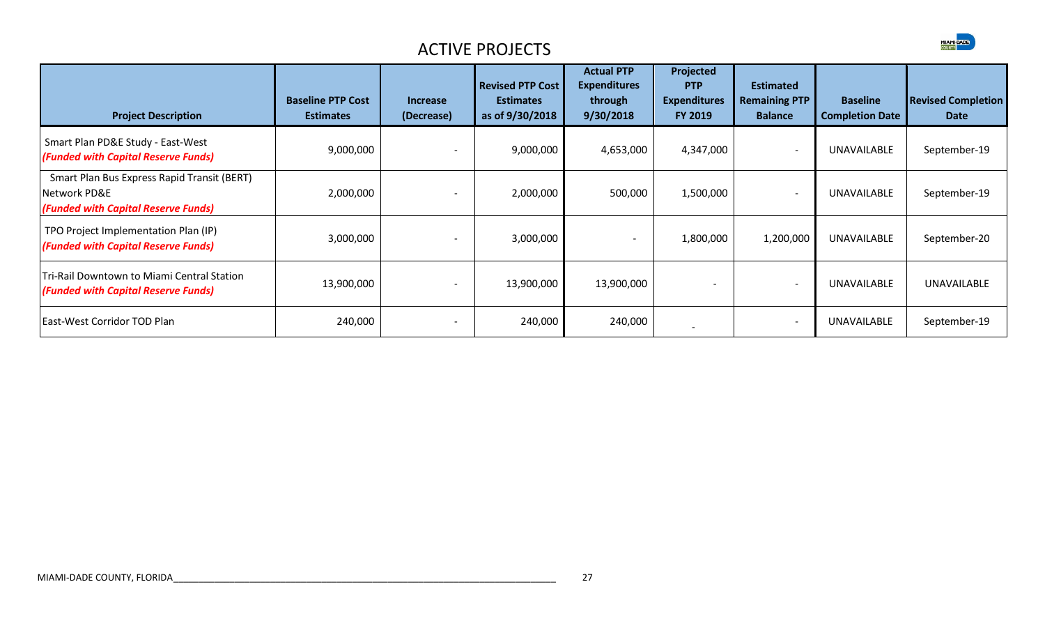# ACTIVE PROJECTS

| Project Description | Baseline PTP Cost Estimates | Increase (Decrease) | Revised PTP Cost Estimates as of 9/30/2018 | Actual PTP Expenditures through 9/30/2018 | Projected PTP Expenditures FY 2019 | Estimated Remaining PTP Balance | Baseline Completion Date | Revised Completion Date |
|---|---|---|---|---|---|---|---|---|
| Smart Plan PD&E Study - East-West ***(Funded with Capital Reserve Funds)*** | 9,000,000 | - | 9,000,000 | 4,653,000 | 4,347,000 | - | UNAVAILABLE | September-19 |
| Smart Plan Bus Express Rapid Transit (BERT) Network PD&E ***(Funded with Capital Reserve Funds)*** | 2,000,000 | - | 2,000,000 | 500,000 | 1,500,000 | - | UNAVAILABLE | September-19 |
| TPO Project Implementation Plan (IP) ***(Funded with Capital Reserve Funds)*** | 3,000,000 | - | 3,000,000 | - | 1,800,000 | 1,200,000 | UNAVAILABLE | September-20 |
| Tri-Rail Downtown to Miami Central Station ***(Funded with Capital Reserve Funds)*** | 13,900,000 | - | 13,900,000 | 13,900,000 | - | - | UNAVAILABLE | UNAVAILABLE |
| East-West Corridor TOD Plan | 240,000 | - | 240,000 | 240,000 | - | - | UNAVAILABLE | September-19 |